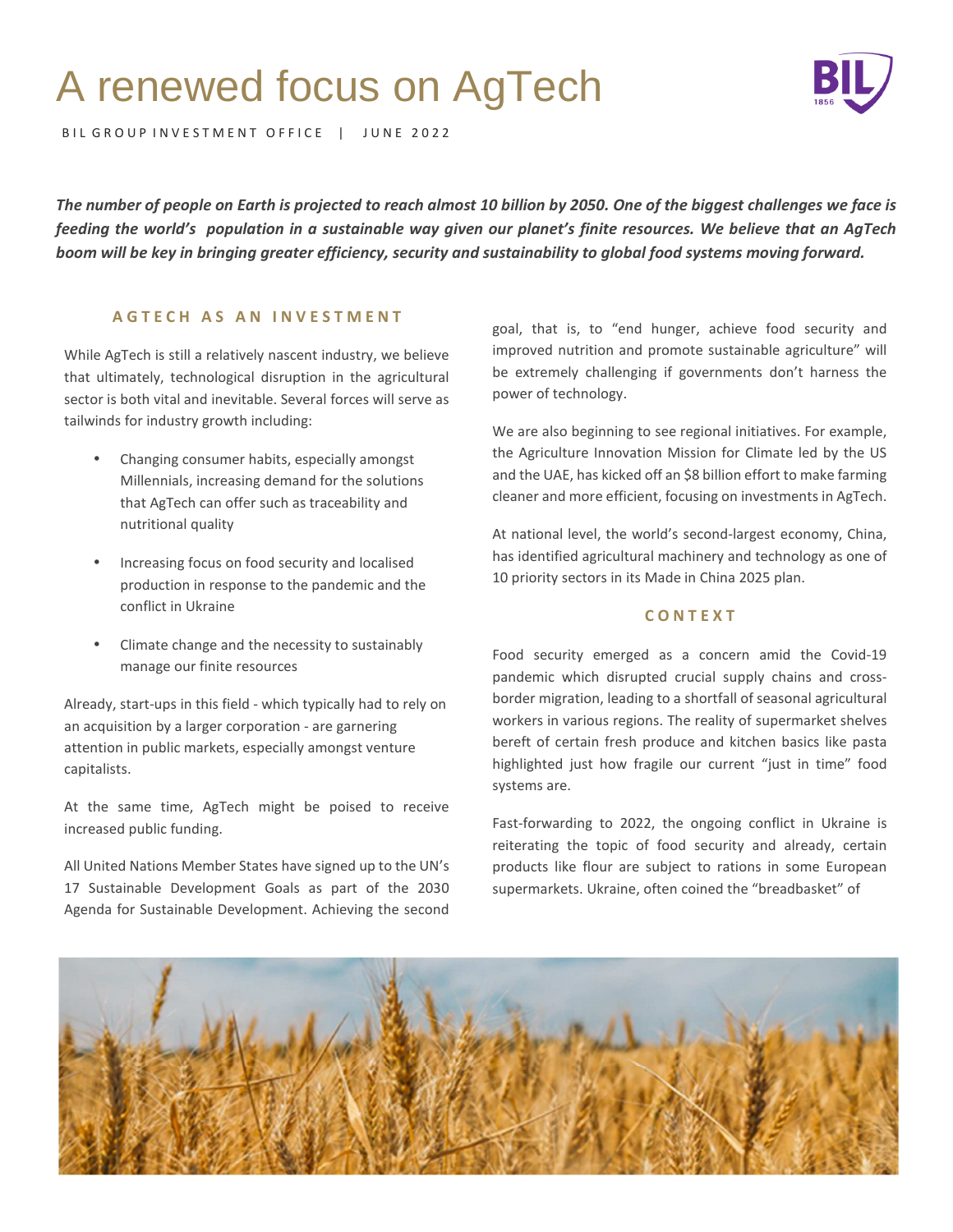# A renewed focus on AgTech

BIL GROUP INVESTMENT OFFICE | JUNE 2022

***The number of people on Earth is projected to reach almost 10 billion by 2050. One of the biggest challenges we face is feeding the world's population in a sustainable way given our planet's finite resources. We believe that an AgTech boom will be key in bringing greater efficiency, security and sustainability to global food systems moving forward.***

## AGTECH AS AN INVESTMENT

While AgTech is still a relatively nascent industry, we believe that ultimately, technological disruption in the agricultural sector is both vital and inevitable. Several forces will serve as tailwinds for industry growth including:

- Changing consumer habits, especially amongst Millennials, increasing demand for the solutions that AgTech can offer such as traceability and nutritional quality
- Increasing focus on food security and localised production in response to the pandemic and the conflict in Ukraine
- Climate change and the necessity to sustainably manage our finite resources

Already, start-ups in this field - which typically had to rely on an acquisition by a larger corporation - are garnering attention in public markets, especially amongst venture capitalists.

At the same time, AgTech might be poised to receive increased public funding.

All United Nations Member States have signed up to the UN's 17 Sustainable Development Goals as part of the 2030 Agenda for Sustainable Development. Achieving the second goal, that is, to "end hunger, achieve food security and improved nutrition and promote sustainable agriculture" will be extremely challenging if governments don't harness the power of technology.

We are also beginning to see regional initiatives. For example, the Agriculture Innovation Mission for Climate led by the US and the UAE, has kicked off an $8 billion effort to make farming cleaner and more efficient, focusing on investments in AgTech.

At national level, the world's second-largest economy, China, has identified agricultural machinery and technology as one of 10 priority sectors in its Made in China 2025 plan.

## CONTEXT

Food security emerged as a concern amid the Covid-19 pandemic which disrupted crucial supply chains and cross-border migration, leading to a shortfall of seasonal agricultural workers in various regions. The reality of supermarket shelves bereft of certain fresh produce and kitchen basics like pasta highlighted just how fragile our current "just in time" food systems are.

Fast-forwarding to 2022, the ongoing conflict in Ukraine is reiterating the topic of food security and already, certain products like flour are subject to rations in some European supermarkets. Ukraine, often coined the "breadbasket" of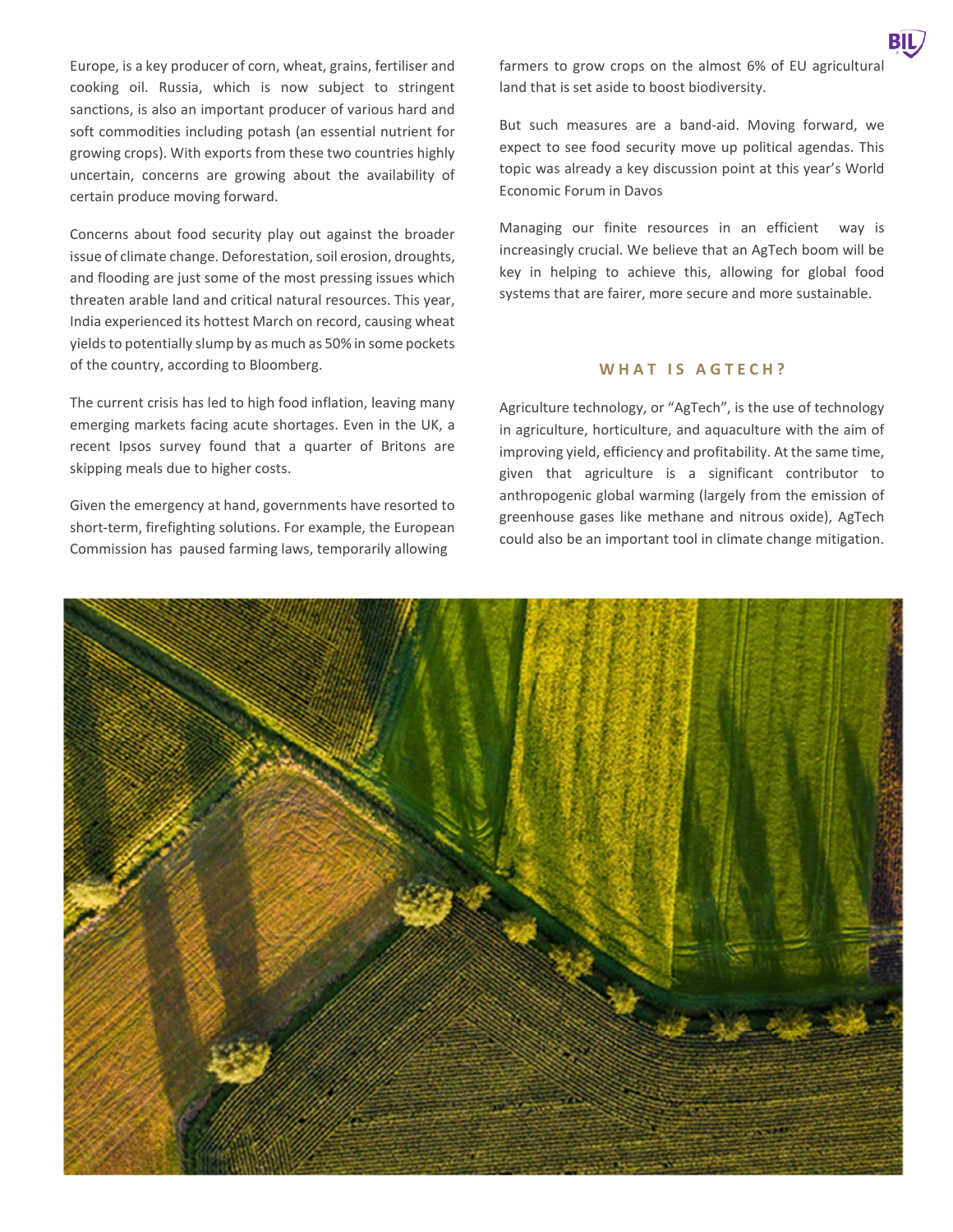Europe, is a key producer of corn, wheat, grains, fertiliser and cooking oil. Russia, which is now subject to stringent sanctions, is also an important producer of various hard and soft commodities including potash (an essential nutrient for growing crops). With exports from these two countries highly uncertain, concerns are growing about the availability of certain produce moving forward.

Concerns about food security play out against the broader issue of climate change. Deforestation, soil erosion, droughts, and flooding are just some of the most pressing issues which threaten arable land and critical natural resources. This year, India experienced its hottest March on record, causing wheat yields to potentially slump by as much as 50% in some pockets of the country, according to Bloomberg.

The current crisis has led to high food inflation, leaving many emerging markets facing acute shortages. Even in the UK, a recent Ipsos survey found that a quarter of Britons are skipping meals due to higher costs.

Given the emergency at hand, governments have resorted to short-term, firefighting solutions. For example, the European Commission has paused farming laws, temporarily allowing farmers to grow crops on the almost 6% of EU agricultural land that is set aside to boost biodiversity.

But such measures are a band-aid. Moving forward, we expect to see food security move up political agendas. This topic was already a key discussion point at this year's World Economic Forum in Davos

Managing our finite resources in an efficient way is increasingly crucial. We believe that an AgTech boom will be key in helping to achieve this, allowing for global food systems that are fairer, more secure and more sustainable.

## WHAT IS AGTECH?

Agriculture technology, or "AgTech", is the use of technology in agriculture, horticulture, and aquaculture with the aim of improving yield, efficiency and profitability. At the same time, given that agriculture is a significant contributor to anthropogenic global warming (largely from the emission of greenhouse gases like methane and nitrous oxide), AgTech could also be an important tool in climate change mitigation.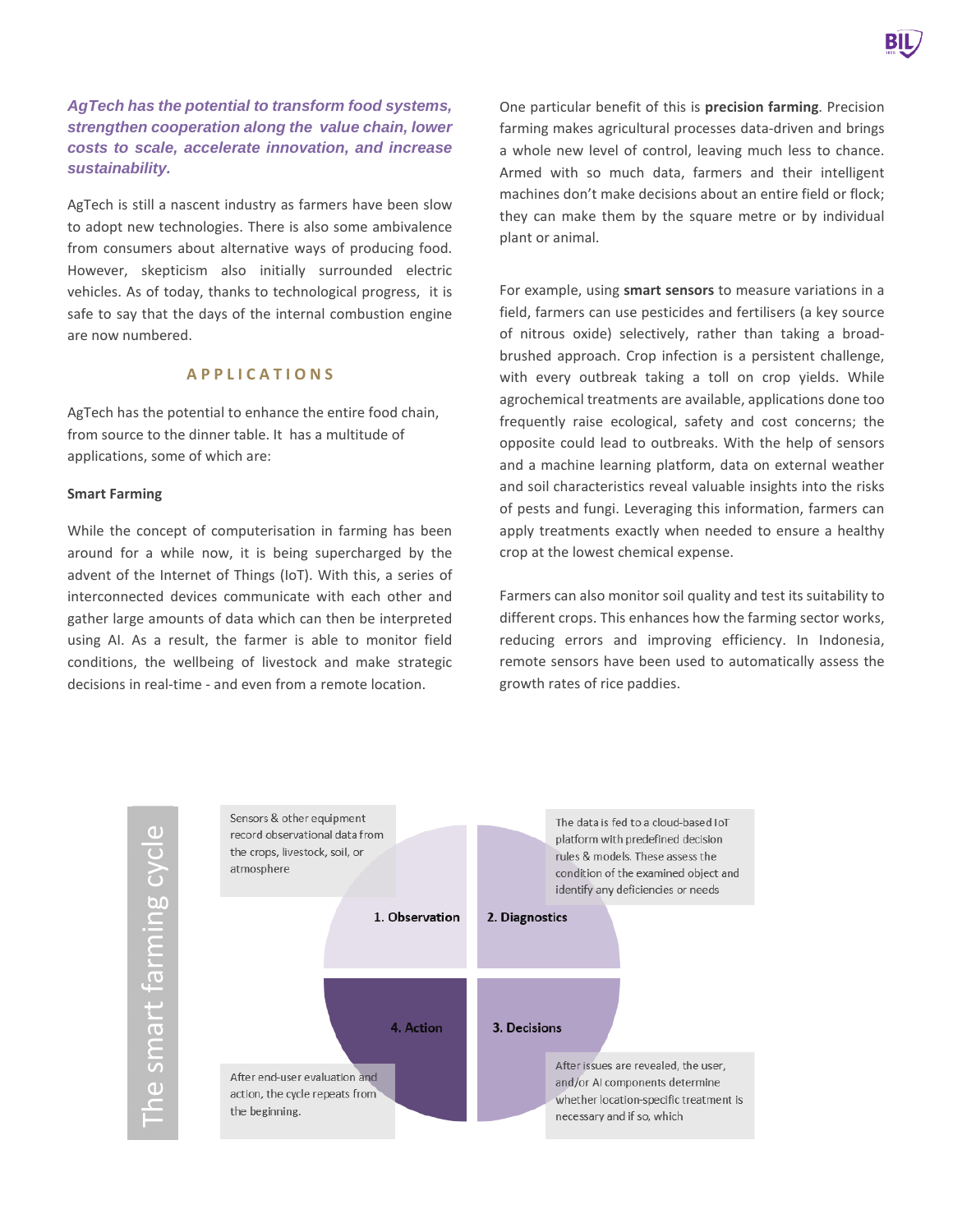***AgTech has the potential to transform food systems, strengthen cooperation along the value chain, lower costs to scale, accelerate innovation, and increase sustainability.***

AgTech is still a nascent industry as farmers have been slow to adopt new technologies. There is also some ambivalence from consumers about alternative ways of producing food. However, skepticism also initially surrounded electric vehicles. As of today, thanks to technological progress, it is safe to say that the days of the internal combustion engine are now numbered.

## APPLICATIONS

AgTech has the potential to enhance the entire food chain, from source to the dinner table. It has a multitude of applications, some of which are:

### Smart Farming

While the concept of computerisation in farming has been around for a while now, it is being supercharged by the advent of the Internet of Things (IoT). With this, a series of interconnected devices communicate with each other and gather large amounts of data which can then be interpreted using AI. As a result, the farmer is able to monitor field conditions, the wellbeing of livestock and make strategic decisions in real-time - and even from a remote location.

One particular benefit of this is **precision farming**. Precision farming makes agricultural processes data-driven and brings a whole new level of control, leaving much less to chance. Armed with so much data, farmers and their intelligent machines don't make decisions about an entire field or flock; they can make them by the square metre or by individual plant or animal.

For example, using **smart sensors** to measure variations in a field, farmers can use pesticides and fertilisers (a key source of nitrous oxide) selectively, rather than taking a broad-brushed approach. Crop infection is a persistent challenge, with every outbreak taking a toll on crop yields. While agrochemical treatments are available, applications done too frequently raise ecological, safety and cost concerns; the opposite could lead to outbreaks. With the help of sensors and a machine learning platform, data on external weather and soil characteristics reveal valuable insights into the risks of pests and fungi. Leveraging this information, farmers can apply treatments exactly when needed to ensure a healthy crop at the lowest chemical expense.

Farmers can also monitor soil quality and test its suitability to different crops. This enhances how the farming sector works, reducing errors and improving efficiency. In Indonesia, remote sensors have been used to automatically assess the growth rates of rice paddies.

**The smart farming cycle**

**1. Observation**
Sensors & other equipment record observational data from the crops, livestock, soil, or atmosphere

**2. Diagnostics**
The data is fed to a cloud-based IoT platform with predefined decision rules & models. These assess the condition of the examined object and identify any deficiencies or needs

**3. Decisions**
After issues are revealed, the user, and/or AI components determine whether location-specific treatment is necessary and if so, which

**4. Action**
After end-user evaluation and action, the cycle repeats from the beginning.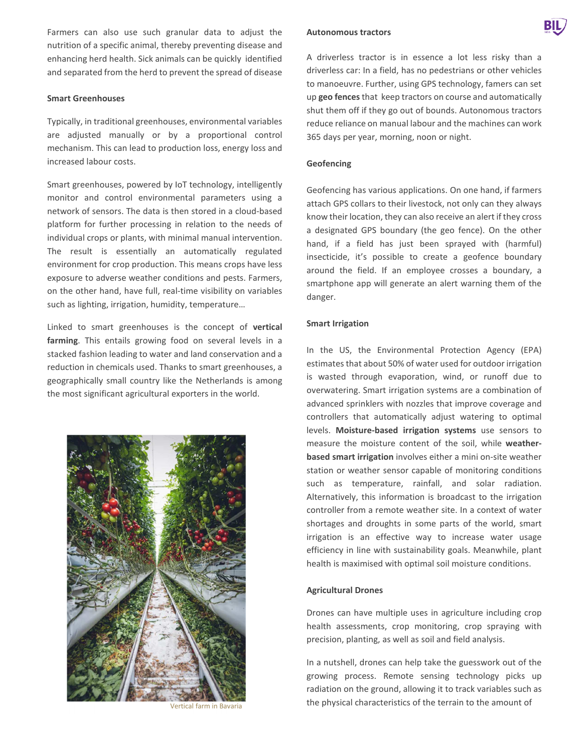Farmers can also use such granular data to adjust the nutrition of a specific animal, thereby preventing disease and enhancing herd health. Sick animals can be quickly identified and separated from the herd to prevent the spread of disease

### Smart Greenhouses

Typically, in traditional greenhouses, environmental variables are adjusted manually or by a proportional control mechanism. This can lead to production loss, energy loss and increased labour costs.

Smart greenhouses, powered by IoT technology, intelligently monitor and control environmental parameters using a network of sensors. The data is then stored in a cloud-based platform for further processing in relation to the needs of individual crops or plants, with minimal manual intervention. The result is essentially an automatically regulated environment for crop production. This means crops have less exposure to adverse weather conditions and pests. Farmers, on the other hand, have full, real-time visibility on variables such as lighting, irrigation, humidity, temperature…

Linked to smart greenhouses is the concept of **vertical farming**. This entails growing food on several levels in a stacked fashion leading to water and land conservation and a reduction in chemicals used. Thanks to smart greenhouses, a geographically small country like the Netherlands is among the most significant agricultural exporters in the world.

Vertical farm in Bavaria

### Autonomous tractors

A driverless tractor is in essence a lot less risky than a driverless car: In a field, has no pedestrians or other vehicles to manoeuvre. Further, using GPS technology, famers can set up **geo fences** that keep tractors on course and automatically shut them off if they go out of bounds. Autonomous tractors reduce reliance on manual labour and the machines can work 365 days per year, morning, noon or night.

### Geofencing

Geofencing has various applications. On one hand, if farmers attach GPS collars to their livestock, not only can they always know their location, they can also receive an alert if they cross a designated GPS boundary (the geo fence). On the other hand, if a field has just been sprayed with (harmful) insecticide, it's possible to create a geofence boundary around the field. If an employee crosses a boundary, a smartphone app will generate an alert warning them of the danger.

### Smart Irrigation

In the US, the Environmental Protection Agency (EPA) estimates that about 50% of water used for outdoor irrigation is wasted through evaporation, wind, or runoff due to overwatering. Smart irrigation systems are a combination of advanced sprinklers with nozzles that improve coverage and controllers that automatically adjust watering to optimal levels. **Moisture-based irrigation systems** use sensors to measure the moisture content of the soil, while **weather-based smart irrigation** involves either a mini on-site weather station or weather sensor capable of monitoring conditions such as temperature, rainfall, and solar radiation. Alternatively, this information is broadcast to the irrigation controller from a remote weather site. In a context of water shortages and droughts in some parts of the world, smart irrigation is an effective way to increase water usage efficiency in line with sustainability goals. Meanwhile, plant health is maximised with optimal soil moisture conditions.

### Agricultural Drones

Drones can have multiple uses in agriculture including crop health assessments, crop monitoring, crop spraying with precision, planting, as well as soil and field analysis.

In a nutshell, drones can help take the guesswork out of the growing process. Remote sensing technology picks up radiation on the ground, allowing it to track variables such as the physical characteristics of the terrain to the amount of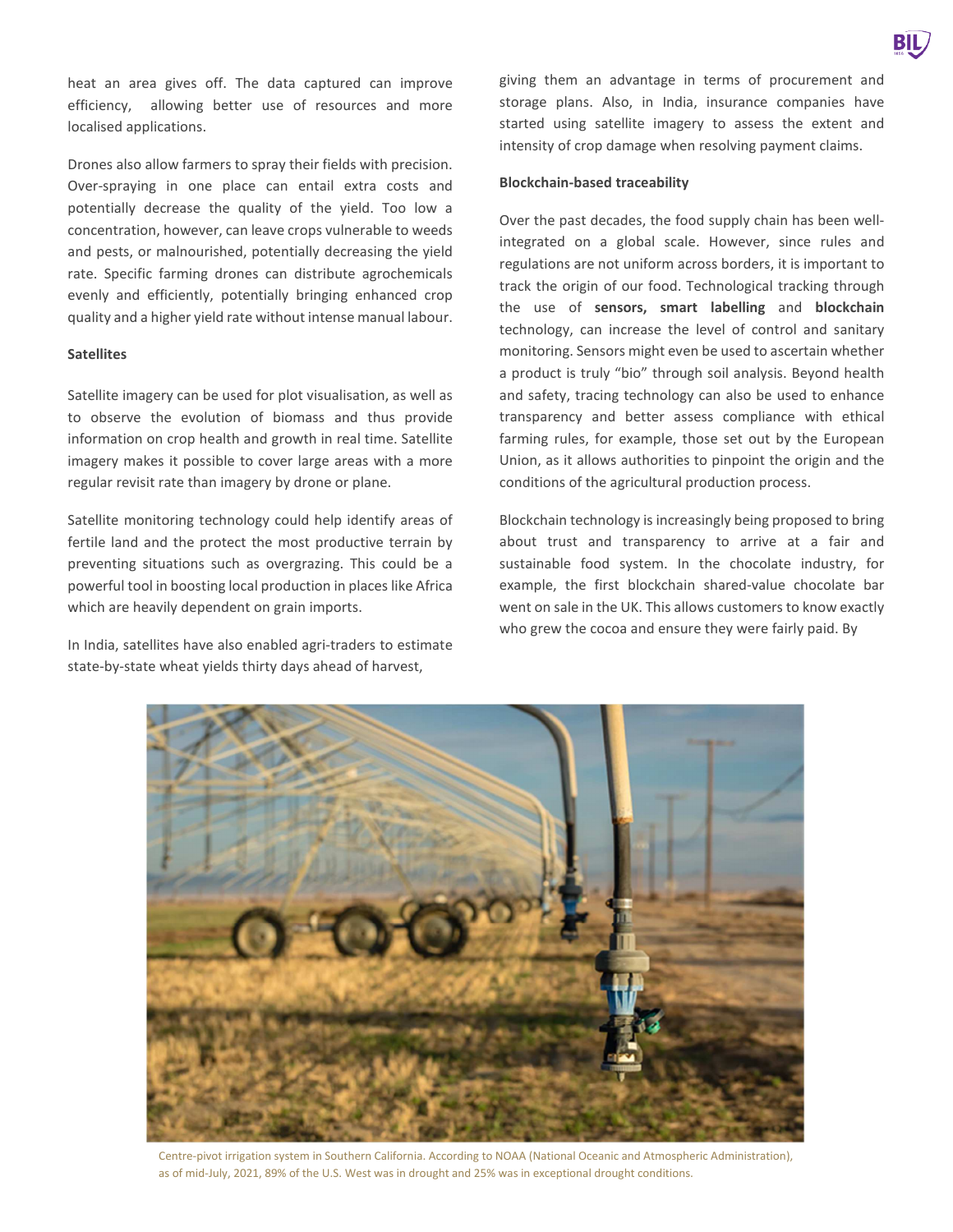heat an area gives off. The data captured can improve efficiency, allowing better use of resources and more localised applications.

Drones also allow farmers to spray their fields with precision. Over-spraying in one place can entail extra costs and potentially decrease the quality of the yield. Too low a concentration, however, can leave crops vulnerable to weeds and pests, or malnourished, potentially decreasing the yield rate. Specific farming drones can distribute agrochemicals evenly and efficiently, potentially bringing enhanced crop quality and a higher yield rate without intense manual labour.

**Satellites**

Satellite imagery can be used for plot visualisation, as well as to observe the evolution of biomass and thus provide information on crop health and growth in real time. Satellite imagery makes it possible to cover large areas with a more regular revisit rate than imagery by drone or plane.

Satellite monitoring technology could help identify areas of fertile land and the protect the most productive terrain by preventing situations such as overgrazing. This could be a powerful tool in boosting local production in places like Africa which are heavily dependent on grain imports.

In India, satellites have also enabled agri-traders to estimate state-by-state wheat yields thirty days ahead of harvest, giving them an advantage in terms of procurement and storage plans. Also, in India, insurance companies have started using satellite imagery to assess the extent and intensity of crop damage when resolving payment claims.

**Blockchain-based traceability**

Over the past decades, the food supply chain has been well-integrated on a global scale. However, since rules and regulations are not uniform across borders, it is important to track the origin of our food. Technological tracking through the use of **sensors, smart labelling** and **blockchain** technology, can increase the level of control and sanitary monitoring. Sensors might even be used to ascertain whether a product is truly "bio" through soil analysis. Beyond health and safety, tracing technology can also be used to enhance transparency and better assess compliance with ethical farming rules, for example, those set out by the European Union, as it allows authorities to pinpoint the origin and the conditions of the agricultural production process.

Blockchain technology is increasingly being proposed to bring about trust and transparency to arrive at a fair and sustainable food system. In the chocolate industry, for example, the first blockchain shared-value chocolate bar went on sale in the UK. This allows customers to know exactly who grew the cocoa and ensure they were fairly paid. By

Centre-pivot irrigation system in Southern California. According to NOAA (National Oceanic and Atmospheric Administration), as of mid-July, 2021, 89% of the U.S. West was in drought and 25% was in exceptional drought conditions.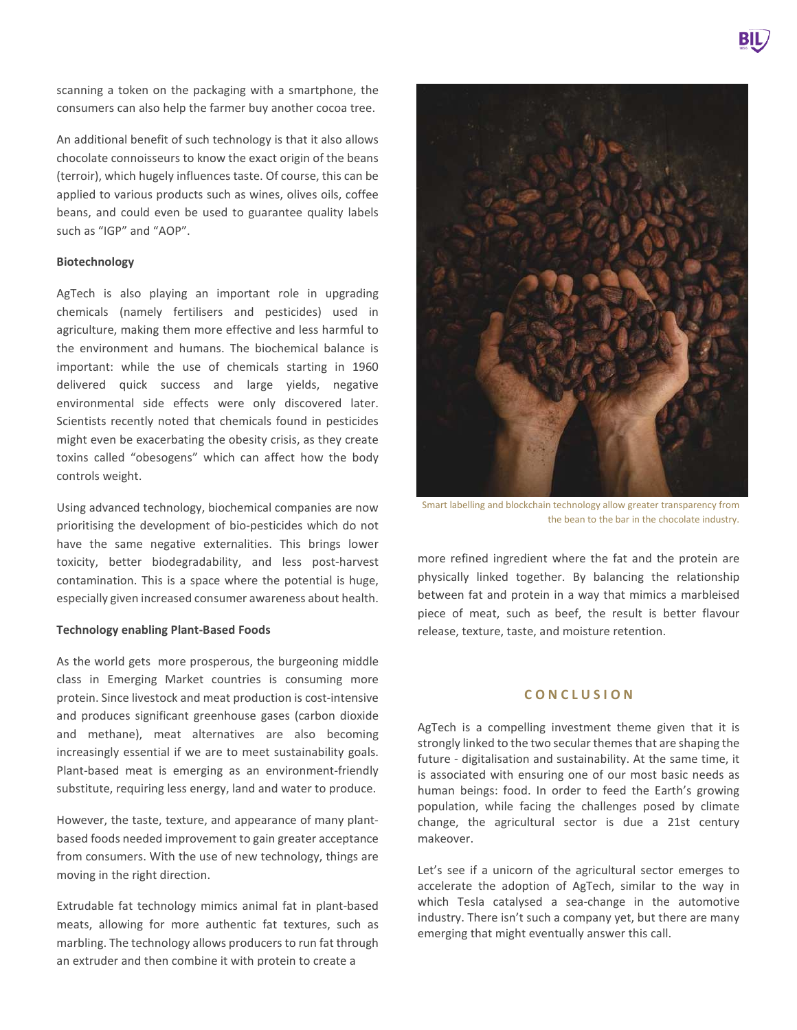scanning a token on the packaging with a smartphone, the consumers can also help the farmer buy another cocoa tree.

An additional benefit of such technology is that it also allows chocolate connoisseurs to know the exact origin of the beans (terroir), which hugely influences taste. Of course, this can be applied to various products such as wines, olives oils, coffee beans, and could even be used to guarantee quality labels such as "IGP" and "AOP".

**Biotechnology**

AgTech is also playing an important role in upgrading chemicals (namely fertilisers and pesticides) used in agriculture, making them more effective and less harmful to the environment and humans. The biochemical balance is important: while the use of chemicals starting in 1960 delivered quick success and large yields, negative environmental side effects were only discovered later. Scientists recently noted that chemicals found in pesticides might even be exacerbating the obesity crisis, as they create toxins called "obesogens" which can affect how the body controls weight.

Using advanced technology, biochemical companies are now prioritising the development of bio-pesticides which do not have the same negative externalities. This brings lower toxicity, better biodegradability, and less post-harvest contamination. This is a space where the potential is huge, especially given increased consumer awareness about health.

**Technology enabling Plant-Based Foods**

As the world gets more prosperous, the burgeoning middle class in Emerging Market countries is consuming more protein. Since livestock and meat production is cost-intensive and produces significant greenhouse gases (carbon dioxide and methane), meat alternatives are also becoming increasingly essential if we are to meet sustainability goals. Plant-based meat is emerging as an environment-friendly substitute, requiring less energy, land and water to produce.

However, the taste, texture, and appearance of many plant-based foods needed improvement to gain greater acceptance from consumers. With the use of new technology, things are moving in the right direction.

Extrudable fat technology mimics animal fat in plant-based meats, allowing for more authentic fat textures, such as marbling. The technology allows producers to run fat through an extruder and then combine it with protein to create a more refined ingredient where the fat and the protein are physically linked together. By balancing the relationship between fat and protein in a way that mimics a marbleised piece of meat, such as beef, the result is better flavour release, texture, taste, and moisture retention.

Smart labelling and blockchain technology allow greater transparency from the bean to the bar in the chocolate industry.

## CONCLUSION

AgTech is a compelling investment theme given that it is strongly linked to the two secular themes that are shaping the future - digitalisation and sustainability. At the same time, it is associated with ensuring one of our most basic needs as human beings: food. In order to feed the Earth's growing population, while facing the challenges posed by climate change, the agricultural sector is due a 21st century makeover.

Let's see if a unicorn of the agricultural sector emerges to accelerate the adoption of AgTech, similar to the way in which Tesla catalysed a sea-change in the automotive industry. There isn't such a company yet, but there are many emerging that might eventually answer this call.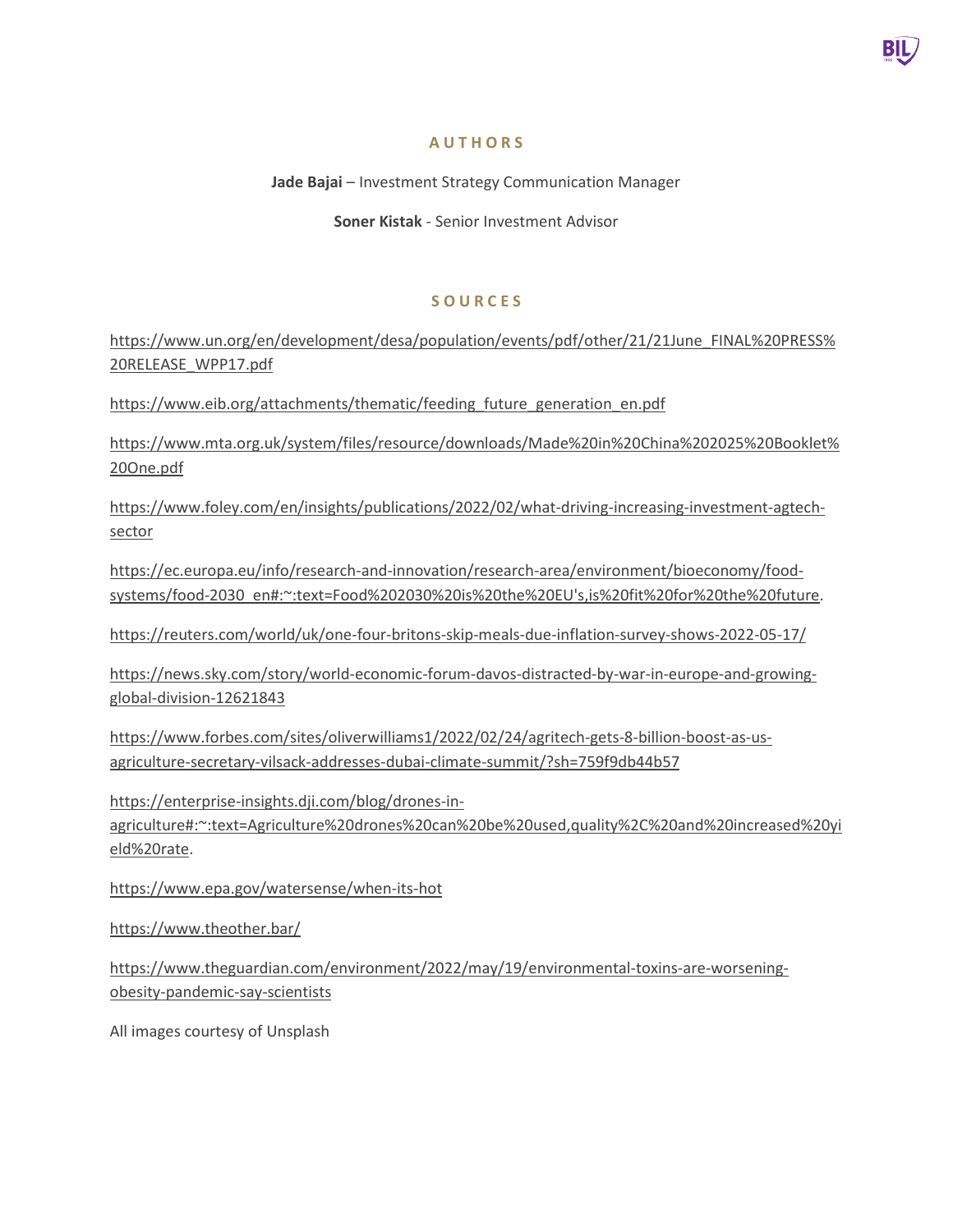## AUTHORS

**Jade Bajai** – Investment Strategy Communication Manager

**Soner Kistak** - Senior Investment Advisor

## SOURCES

https://www.un.org/en/development/desa/population/events/pdf/other/21/21June_FINAL%20PRESS%20RELEASE_WPP17.pdf

https://www.eib.org/attachments/thematic/feeding_future_generation_en.pdf

https://www.mta.org.uk/system/files/resource/downloads/Made%20in%20China%202025%20Booklet%20One.pdf

https://www.foley.com/en/insights/publications/2022/02/what-driving-increasing-investment-agtech-sector

https://ec.europa.eu/info/research-and-innovation/research-area/environment/bioeconomy/food-systems/food-2030_en#:~:text=Food%202030%20is%20the%20EU's,is%20fit%20for%20the%20future.

https://reuters.com/world/uk/one-four-britons-skip-meals-due-inflation-survey-shows-2022-05-17/

https://news.sky.com/story/world-economic-forum-davos-distracted-by-war-in-europe-and-growing-global-division-12621843

https://www.forbes.com/sites/oliverwilliams1/2022/02/24/agritech-gets-8-billion-boost-as-us-agriculture-secretary-vilsack-addresses-dubai-climate-summit/?sh=759f9db44b57

https://enterprise-insights.dji.com/blog/drones-in-agriculture#:~:text=Agriculture%20drones%20can%20be%20used,quality%2C%20and%20increased%20yield%20rate.

https://www.epa.gov/watersense/when-its-hot

https://www.theother.bar/

https://www.theguardian.com/environment/2022/may/19/environmental-toxins-are-worsening-obesity-pandemic-say-scientists

All images courtesy of Unsplash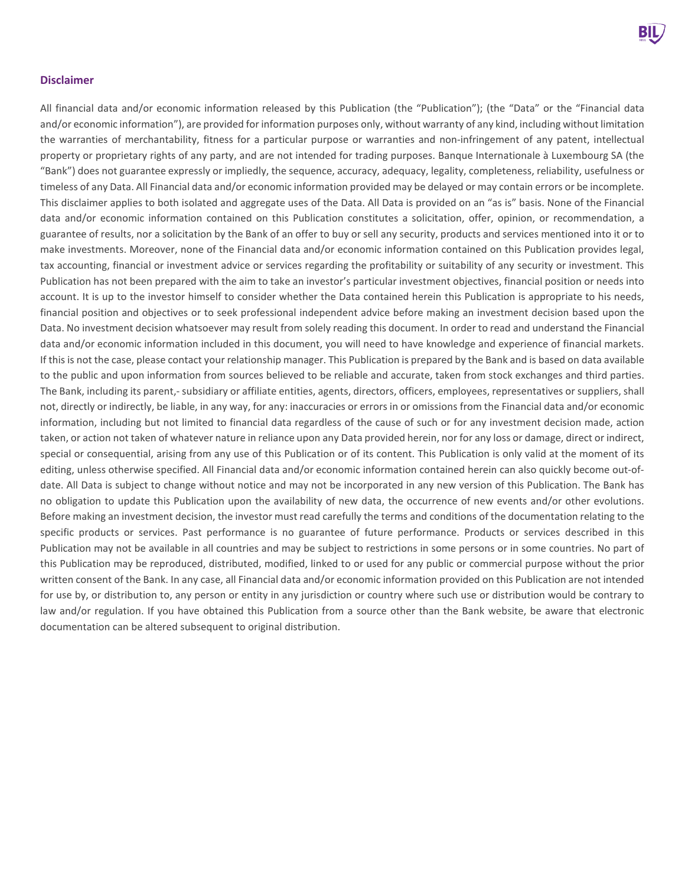## Disclaimer

All financial data and/or economic information released by this Publication (the "Publication"); (the "Data" or the "Financial data and/or economic information"), are provided for information purposes only, without warranty of any kind, including without limitation the warranties of merchantability, fitness for a particular purpose or warranties and non-infringement of any patent, intellectual property or proprietary rights of any party, and are not intended for trading purposes. Banque Internationale à Luxembourg SA (the "Bank") does not guarantee expressly or impliedly, the sequence, accuracy, adequacy, legality, completeness, reliability, usefulness or timeless of any Data. All Financial data and/or economic information provided may be delayed or may contain errors or be incomplete. This disclaimer applies to both isolated and aggregate uses of the Data. All Data is provided on an "as is" basis. None of the Financial data and/or economic information contained on this Publication constitutes a solicitation, offer, opinion, or recommendation, a guarantee of results, nor a solicitation by the Bank of an offer to buy or sell any security, products and services mentioned into it or to make investments. Moreover, none of the Financial data and/or economic information contained on this Publication provides legal, tax accounting, financial or investment advice or services regarding the profitability or suitability of any security or investment. This Publication has not been prepared with the aim to take an investor's particular investment objectives, financial position or needs into account. It is up to the investor himself to consider whether the Data contained herein this Publication is appropriate to his needs, financial position and objectives or to seek professional independent advice before making an investment decision based upon the Data. No investment decision whatsoever may result from solely reading this document. In order to read and understand the Financial data and/or economic information included in this document, you will need to have knowledge and experience of financial markets. If this is not the case, please contact your relationship manager. This Publication is prepared by the Bank and is based on data available to the public and upon information from sources believed to be reliable and accurate, taken from stock exchanges and third parties. The Bank, including its parent,- subsidiary or affiliate entities, agents, directors, officers, employees, representatives or suppliers, shall not, directly or indirectly, be liable, in any way, for any: inaccuracies or errors in or omissions from the Financial data and/or economic information, including but not limited to financial data regardless of the cause of such or for any investment decision made, action taken, or action not taken of whatever nature in reliance upon any Data provided herein, nor for any loss or damage, direct or indirect, special or consequential, arising from any use of this Publication or of its content. This Publication is only valid at the moment of its editing, unless otherwise specified. All Financial data and/or economic information contained herein can also quickly become out-of-date. All Data is subject to change without notice and may not be incorporated in any new version of this Publication. The Bank has no obligation to update this Publication upon the availability of new data, the occurrence of new events and/or other evolutions. Before making an investment decision, the investor must read carefully the terms and conditions of the documentation relating to the specific products or services. Past performance is no guarantee of future performance. Products or services described in this Publication may not be available in all countries and may be subject to restrictions in some persons or in some countries. No part of this Publication may be reproduced, distributed, modified, linked to or used for any public or commercial purpose without the prior written consent of the Bank. In any case, all Financial data and/or economic information provided on this Publication are not intended for use by, or distribution to, any person or entity in any jurisdiction or country where such use or distribution would be contrary to law and/or regulation. If you have obtained this Publication from a source other than the Bank website, be aware that electronic documentation can be altered subsequent to original distribution.